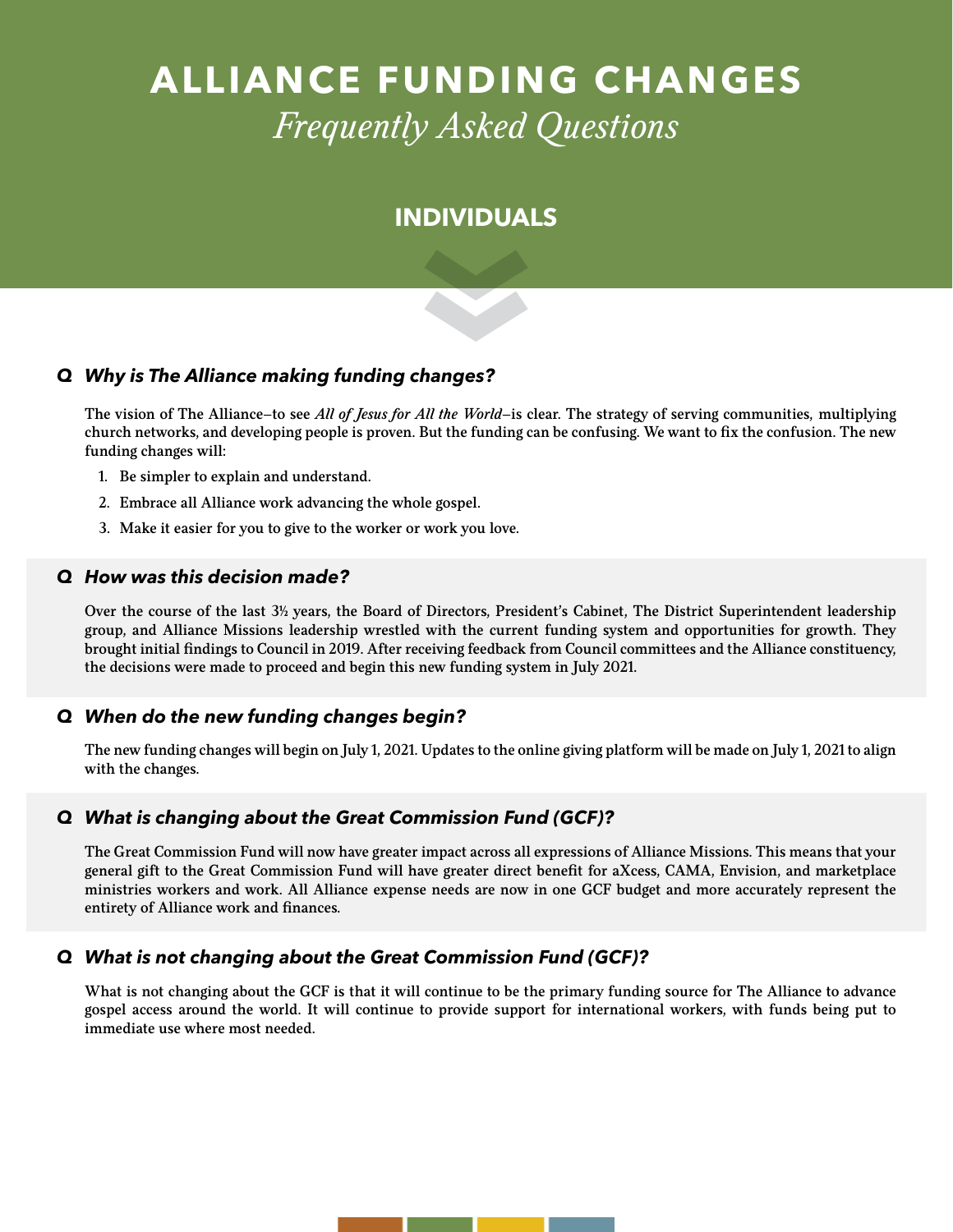# ALLIANCE FUNDING CHANGES

*Frequently Asked Questions*

## INDIVIDUALS

### Q *Why is The Alliance making funding changes?*

The vision of The Alliance—to see *All of Jesus for All the World*—is clear. The strategy of serving communities, multiplying church networks, and developing people is proven. But the funding can be confusing. We want to fix the confusion. The new funding changes will:

1. Be simpler to explain and understand.
2. Embrace all Alliance work advancing the whole gospel.
3. Make it easier for you to give to the worker or work you love.

### Q *How was this decision made?*

Over the course of the last 3½ years, the Board of Directors, President's Cabinet, The District Superintendent leadership group, and Alliance Missions leadership wrestled with the current funding system and opportunities for growth. They brought initial findings to Council in 2019. After receiving feedback from Council committees and the Alliance constituency, the decisions were made to proceed and begin this new funding system in July 2021.

### Q *When do the new funding changes begin?*

The new funding changes will begin on July 1, 2021. Updates to the online giving platform will be made on July 1, 2021 to align with the changes.

### Q *What is changing about the Great Commission Fund (GCF)?*

The Great Commission Fund will now have greater impact across all expressions of Alliance Missions. This means that your general gift to the Great Commission Fund will have greater direct benefit for aXcess, CAMA, Envision, and marketplace ministries workers and work. All Alliance expense needs are now in one GCF budget and more accurately represent the entirety of Alliance work and finances.

### Q *What is not changing about the Great Commission Fund (GCF)?*

What is not changing about the GCF is that it will continue to be the primary funding source for The Alliance to advance gospel access around the world. It will continue to provide support for international workers, with funds being put to immediate use where most needed.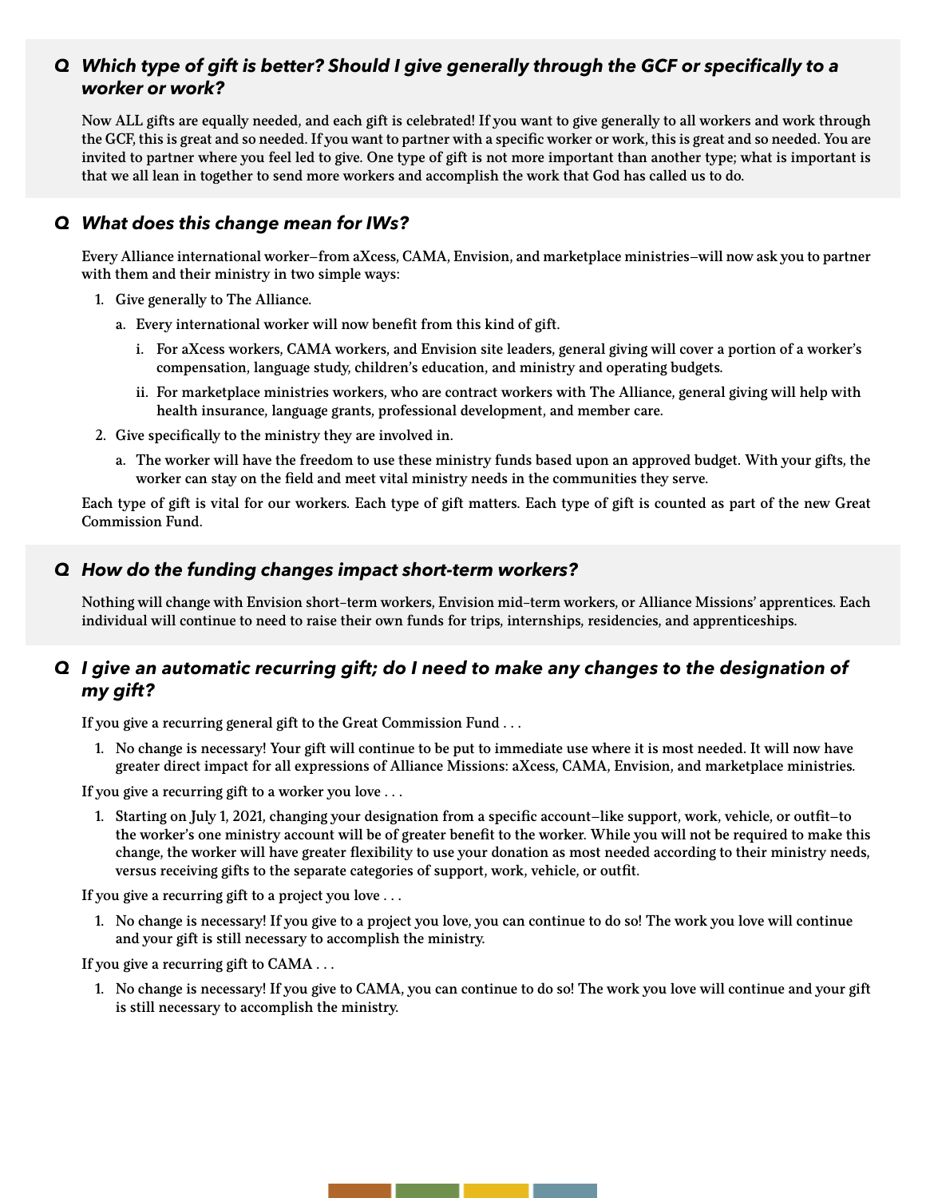## Q *Which type of gift is better? Should I give generally through the GCF or specifically to a worker or work?*

Now ALL gifts are equally needed, and each gift is celebrated! If you want to give generally to all workers and work through the GCF, this is great and so needed. If you want to partner with a specific worker or work, this is great and so needed. You are invited to partner where you feel led to give. One type of gift is not more important than another type; what is important is that we all lean in together to send more workers and accomplish the work that God has called us to do.

## Q *What does this change mean for IWs?*

Every Alliance international worker—from aXcess, CAMA, Envision, and marketplace ministries—will now ask you to partner with them and their ministry in two simple ways:

1. Give generally to The Alliance.
   a. Every international worker will now benefit from this kind of gift.
      i. For aXcess workers, CAMA workers, and Envision site leaders, general giving will cover a portion of a worker's compensation, language study, children's education, and ministry and operating budgets.
      ii. For marketplace ministries workers, who are contract workers with The Alliance, general giving will help with health insurance, language grants, professional development, and member care.
2. Give specifically to the ministry they are involved in.
   a. The worker will have the freedom to use these ministry funds based upon an approved budget. With your gifts, the worker can stay on the field and meet vital ministry needs in the communities they serve.

Each type of gift is vital for our workers. Each type of gift matters. Each type of gift is counted as part of the new Great Commission Fund.

## Q *How do the funding changes impact short-term workers?*

Nothing will change with Envision short-term workers, Envision mid-term workers, or Alliance Missions' apprentices. Each individual will continue to need to raise their own funds for trips, internships, residencies, and apprenticeships.

## Q *I give an automatic recurring gift; do I need to make any changes to the designation of my gift?*

If you give a recurring general gift to the Great Commission Fund . . .

1. No change is necessary! Your gift will continue to be put to immediate use where it is most needed. It will now have greater direct impact for all expressions of Alliance Missions: aXcess, CAMA, Envision, and marketplace ministries.

If you give a recurring gift to a worker you love . . .

1. Starting on July 1, 2021, changing your designation from a specific account—like support, work, vehicle, or outfit—to the worker's one ministry account will be of greater benefit to the worker. While you will not be required to make this change, the worker will have greater flexibility to use your donation as most needed according to their ministry needs, versus receiving gifts to the separate categories of support, work, vehicle, or outfit.

If you give a recurring gift to a project you love . . .

1. No change is necessary! If you give to a project you love, you can continue to do so! The work you love will continue and your gift is still necessary to accomplish the ministry.

If you give a recurring gift to CAMA . . .

1. No change is necessary! If you give to CAMA, you can continue to do so! The work you love will continue and your gift is still necessary to accomplish the ministry.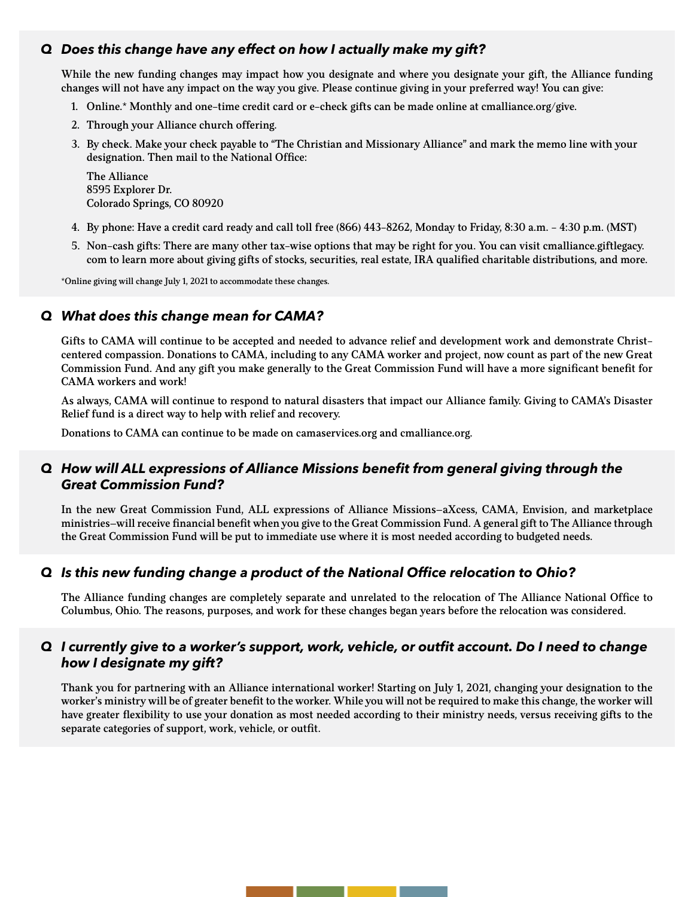## Q *Does this change have any effect on how I actually make my gift?*

While the new funding changes may impact how you designate and where you designate your gift, the Alliance funding changes will not have any impact on the way you give. Please continue giving in your preferred way! You can give:

1. Online.* Monthly and one-time credit card or e-check gifts can be made online at cmalliance.org/give.
2. Through your Alliance church offering.
3. By check. Make your check payable to "The Christian and Missionary Alliance" and mark the memo line with your designation. Then mail to the National Office:

   The Alliance
   8595 Explorer Dr.
   Colorado Springs, CO 80920

4. By phone: Have a credit card ready and call toll free (866) 443-8262, Monday to Friday, 8:30 a.m. – 4:30 p.m. (MST)
5. Non-cash gifts: There are many other tax-wise options that may be right for you. You can visit cmalliance.giftlegacy.com to learn more about giving gifts of stocks, securities, real estate, IRA qualified charitable distributions, and more.

*Online giving will change July 1, 2021 to accommodate these changes.

## Q *What does this change mean for CAMA?*

Gifts to CAMA will continue to be accepted and needed to advance relief and development work and demonstrate Christ-centered compassion. Donations to CAMA, including to any CAMA worker and project, now count as part of the new Great Commission Fund. And any gift you make generally to the Great Commission Fund will have a more significant benefit for CAMA workers and work!

As always, CAMA will continue to respond to natural disasters that impact our Alliance family. Giving to CAMA's Disaster Relief fund is a direct way to help with relief and recovery.

Donations to CAMA can continue to be made on camaservices.org and cmalliance.org.

## Q *How will ALL expressions of Alliance Missions benefit from general giving through the Great Commission Fund?*

In the new Great Commission Fund, ALL expressions of Alliance Missions—aXcess, CAMA, Envision, and marketplace ministries—will receive financial benefit when you give to the Great Commission Fund. A general gift to The Alliance through the Great Commission Fund will be put to immediate use where it is most needed according to budgeted needs.

## Q *Is this new funding change a product of the National Office relocation to Ohio?*

The Alliance funding changes are completely separate and unrelated to the relocation of The Alliance National Office to Columbus, Ohio. The reasons, purposes, and work for these changes began years before the relocation was considered.

## Q *I currently give to a worker's support, work, vehicle, or outfit account. Do I need to change how I designate my gift?*

Thank you for partnering with an Alliance international worker! Starting on July 1, 2021, changing your designation to the worker's ministry will be of greater benefit to the worker. While you will not be required to make this change, the worker will have greater flexibility to use your donation as most needed according to their ministry needs, versus receiving gifts to the separate categories of support, work, vehicle, or outfit.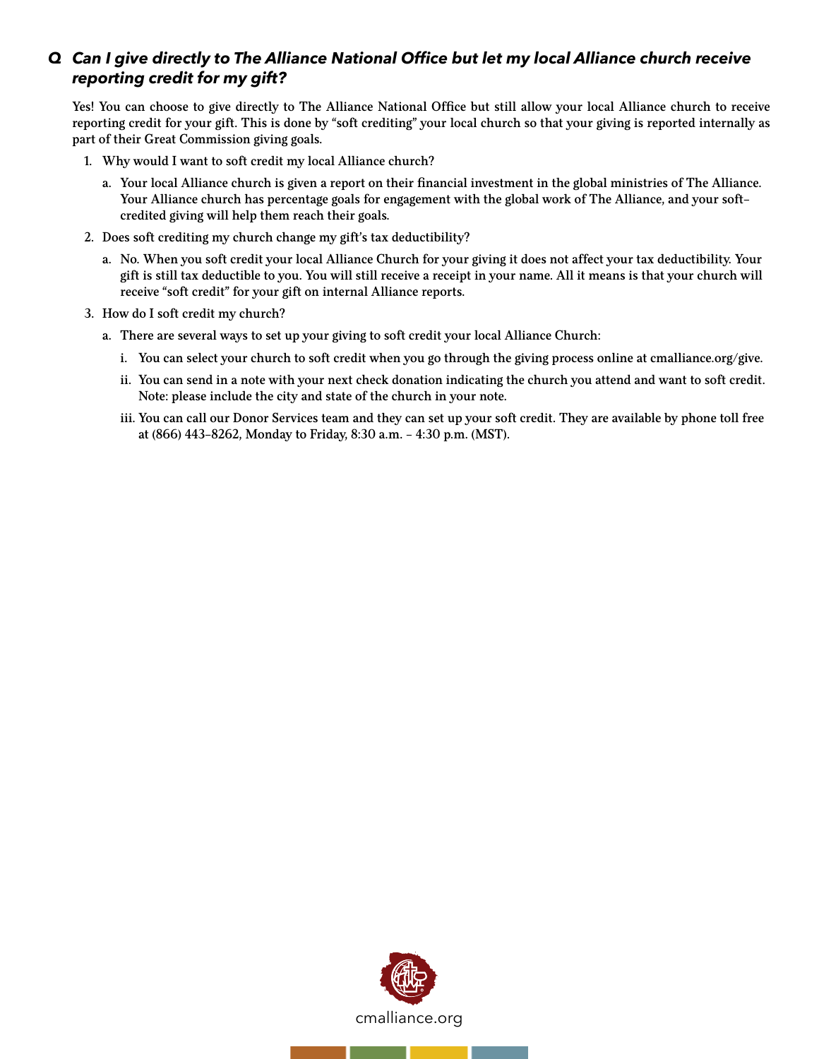***Q Can I give directly to The Alliance National Office but let my local Alliance church receive reporting credit for my gift?***

Yes! You can choose to give directly to The Alliance National Office but still allow your local Alliance church to receive reporting credit for your gift. This is done by "soft crediting" your local church so that your giving is reported internally as part of their Great Commission giving goals.

1. Why would I want to soft credit my local Alliance church?
    a. Your local Alliance church is given a report on their financial investment in the global ministries of The Alliance. Your Alliance church has percentage goals for engagement with the global work of The Alliance, and your soft-credited giving will help them reach their goals.
2. Does soft crediting my church change my gift's tax deductibility?
    a. No. When you soft credit your local Alliance Church for your giving it does not affect your tax deductibility. Your gift is still tax deductible to you. You will still receive a receipt in your name. All it means is that your church will receive "soft credit" for your gift on internal Alliance reports.
3. How do I soft credit my church?
    a. There are several ways to set up your giving to soft credit your local Alliance Church:
        i. You can select your church to soft credit when you go through the giving process online at cmalliance.org/give.
        ii. You can send in a note with your next check donation indicating the church you attend and want to soft credit. Note: please include the city and state of the church in your note.
        iii. You can call our Donor Services team and they can set up your soft credit. They are available by phone toll free at (866) 443-8262, Monday to Friday, 8:30 a.m. – 4:30 p.m. (MST).

cmalliance.org